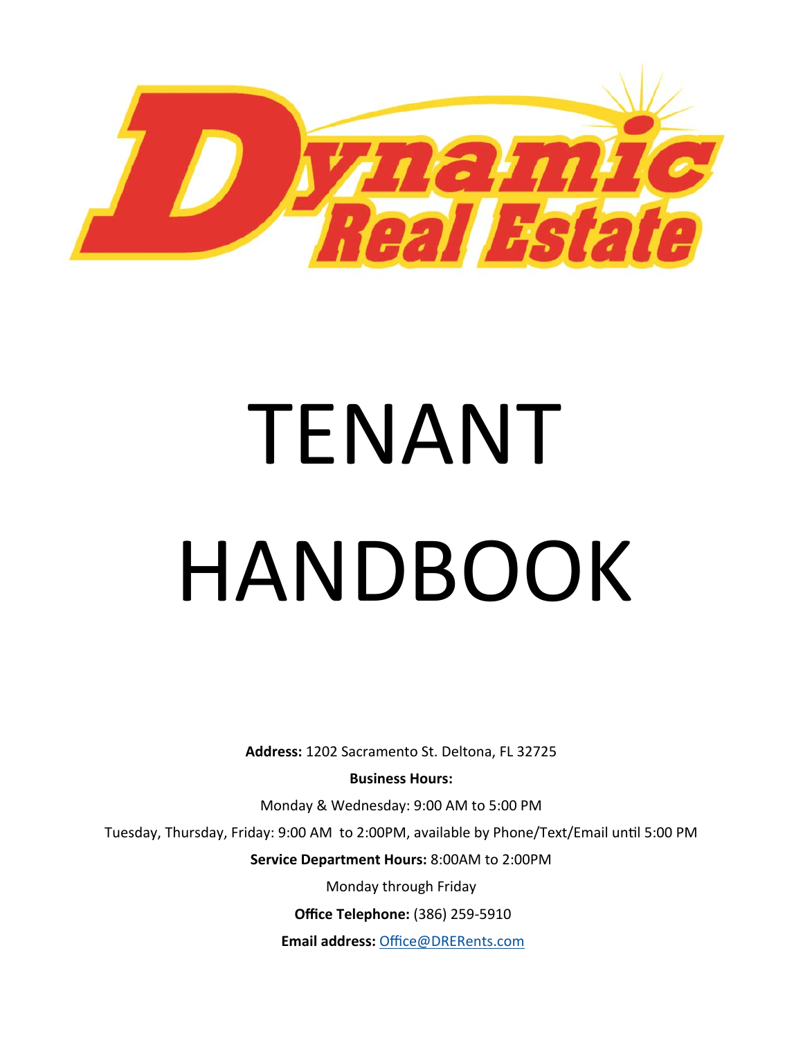# Dynamic Real Estate

# TENANT HANDBOOK

**Address:** 1202 Sacramento St. Deltona, FL 32725

**Business Hours:**

Monday & Wednesday: 9:00 AM to 5:00 PM

Tuesday, Thursday, Friday: 9:00 AM to 2:00PM, available by Phone/Text/Email until 5:00 PM

**Service Department Hours:** 8:00AM to 2:00PM

Monday through Friday

**Office Telephone:** (386) 259-5910

**Email address:** Office@DRERents.com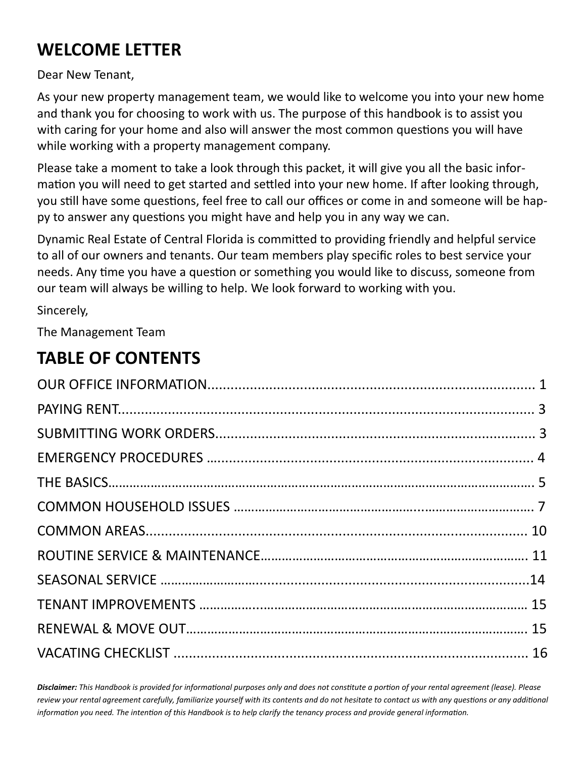## WELCOME LETTER

Dear New Tenant,

As your new property management team, we would like to welcome you into your new home and thank you for choosing to work with us. The purpose of this handbook is to assist you with caring for your home and also will answer the most common questions you will have while working with a property management company.

Please take a moment to take a look through this packet, it will give you all the basic information you will need to get started and settled into your new home. If after looking through, you still have some questions, feel free to call our offices or come in and someone will be happy to answer any questions you might have and help you in any way we can.

Dynamic Real Estate of Central Florida is committed to providing friendly and helpful service to all of our owners and tenants. Our team members play specific roles to best service your needs. Any time you have a question or something you would like to discuss, someone from our team will always be willing to help. We look forward to working with you.

Sincerely,

The Management Team

## TABLE OF CONTENTS

OUR OFFICE INFORMATION.................................................................................... 1
PAYING RENT.......................................................................................................... 3
SUBMITTING WORK ORDERS.................................................................................. 3
EMERGENCY PROCEDURES ..................................................................................... 4
THE BASICS............................................................................................................ 5
COMMON HOUSEHOLD ISSUES .............................................................................. 7
COMMON AREAS.................................................................................................... 10
ROUTINE SERVICE & MAINTENANCE...................................................................... 11
SEASONAL SERVICE .............................................................................................. 14
TENANT IMPROVEMENTS ...................................................................................... 15
RENEWAL & MOVE OUT......................................................................................... 15
VACATING CHECKLIST ........................................................................................... 16

***Disclaimer:*** *This Handbook is provided for informational purposes only and does not constitute a portion of your rental agreement (lease). Please review your rental agreement carefully, familiarize yourself with its contents and do not hesitate to contact us with any questions or any additional information you need. The intention of this Handbook is to help clarify the tenancy process and provide general information.*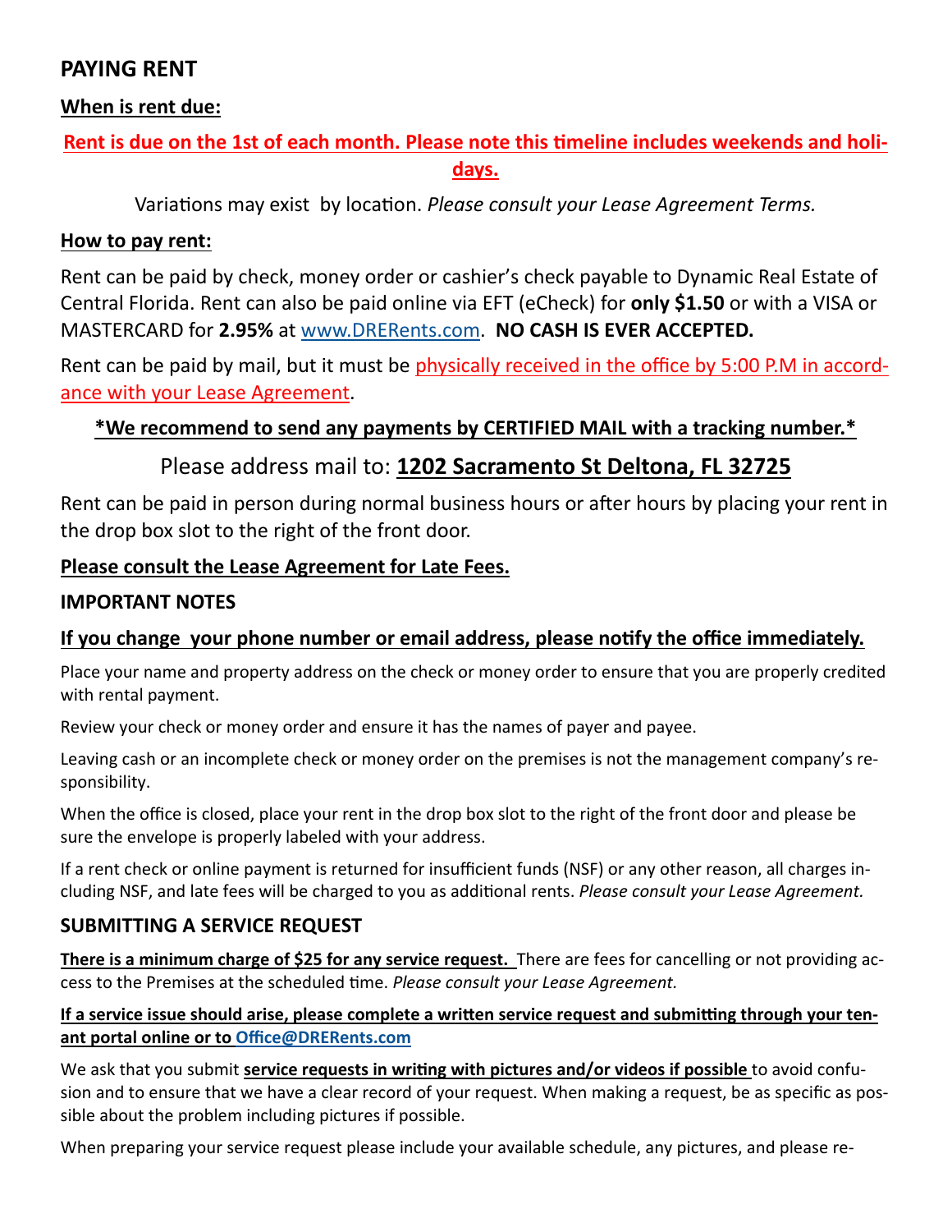## PAYING RENT

**When is rent due:**

**Rent is due on the 1st of each month. Please note this timeline includes weekends and holidays.**

Variations may exist by location. *Please consult your Lease Agreement Terms.*

**How to pay rent:**

Rent can be paid by check, money order or cashier's check payable to Dynamic Real Estate of Central Florida. Rent can also be paid online via EFT (eCheck) for **only $1.50** or with a VISA or MASTERCARD for **2.95%** at www.DRERents.com. **NO CASH IS EVER ACCEPTED.**

Rent can be paid by mail, but it must be physically received in the office by 5:00 P.M in accordance with your Lease Agreement.

**\*We recommend to send any payments by CERTIFIED MAIL with a tracking number.\***

Please address mail to: **1202 Sacramento St Deltona, FL 32725**

Rent can be paid in person during normal business hours or after hours by placing your rent in the drop box slot to the right of the front door.

**Please consult the Lease Agreement for Late Fees.**

### IMPORTANT NOTES

**If you change your phone number or email address, please notify the office immediately.**

Place your name and property address on the check or money order to ensure that you are properly credited with rental payment.

Review your check or money order and ensure it has the names of payer and payee.

Leaving cash or an incomplete check or money order on the premises is not the management company's responsibility.

When the office is closed, place your rent in the drop box slot to the right of the front door and please be sure the envelope is properly labeled with your address.

If a rent check or online payment is returned for insufficient funds (NSF) or any other reason, all charges including NSF, and late fees will be charged to you as additional rents. *Please consult your Lease Agreement.*

## SUBMITTING A SERVICE REQUEST

**There is a minimum charge of $25 for any service request.** There are fees for cancelling or not providing access to the Premises at the scheduled time. *Please consult your Lease Agreement.*

**If a service issue should arise, please complete a written service request and submitting through your tenant portal online or to Office@DRERents.com**

We ask that you submit **service requests in writing with pictures and/or videos if possible** to avoid confusion and to ensure that we have a clear record of your request. When making a request, be as specific as possible about the problem including pictures if possible.

When preparing your service request please include your available schedule, any pictures, and please re-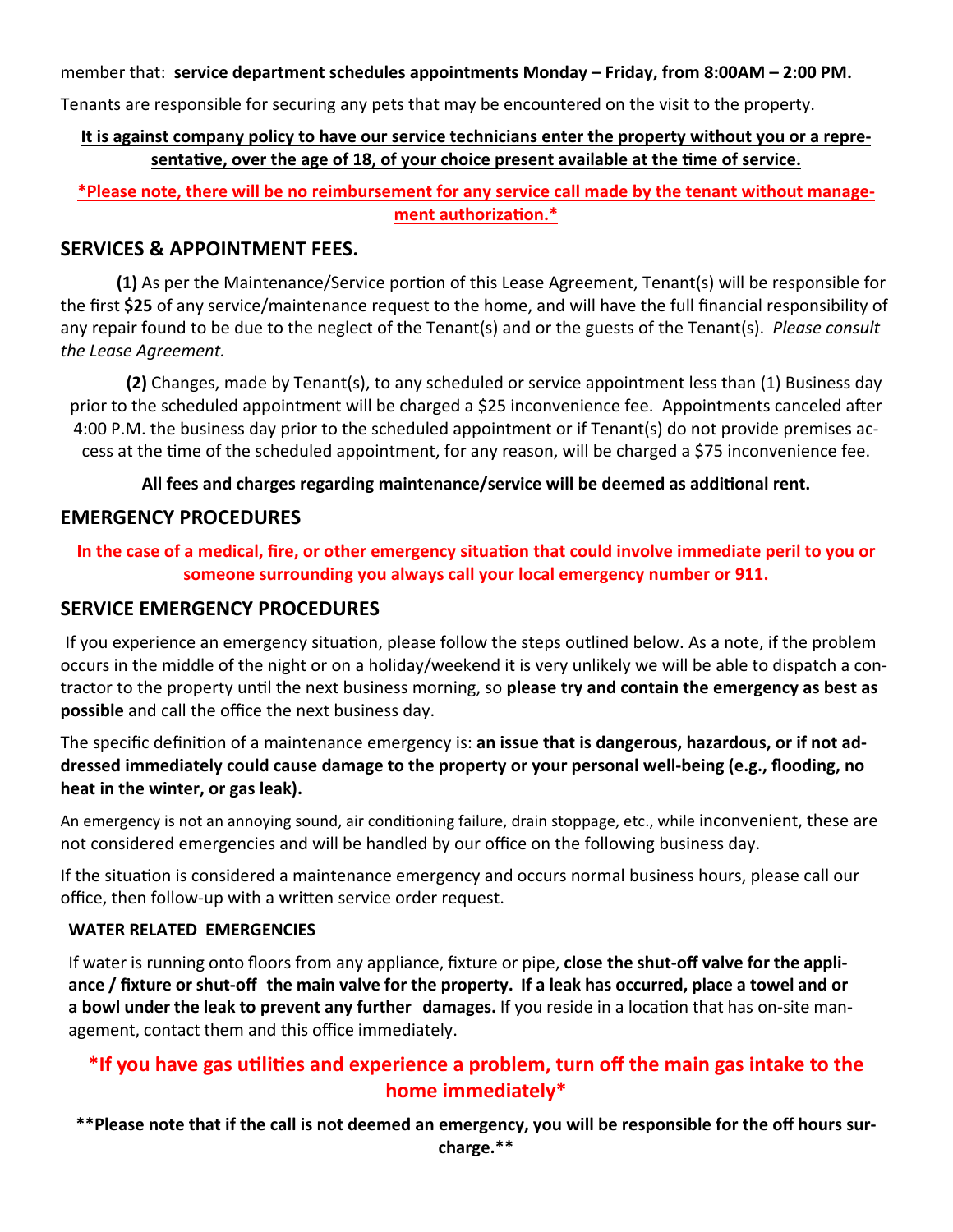member that: **service department schedules appointments Monday – Friday, from 8:00AM – 2:00 PM.**

Tenants are responsible for securing any pets that may be encountered on the visit to the property.

**It is against company policy to have our service technicians enter the property without you or a representative, over the age of 18, of your choice present available at the time of service.**

***Please note, there will be no reimbursement for any service call made by the tenant without management authorization.***

## SERVICES & APPOINTMENT FEES.

**(1)** As per the Maintenance/Service portion of this Lease Agreement, Tenant(s) will be responsible for the first **$25** of any service/maintenance request to the home, and will have the full financial responsibility of any repair found to be due to the neglect of the Tenant(s) and or the guests of the Tenant(s). *Please consult the Lease Agreement.*

**(2)** Changes, made by Tenant(s), to any scheduled or service appointment less than (1) Business day prior to the scheduled appointment will be charged a $25 inconvenience fee. Appointments canceled after 4:00 P.M. the business day prior to the scheduled appointment or if Tenant(s) do not provide premises access at the time of the scheduled appointment, for any reason, will be charged a $75 inconvenience fee.

**All fees and charges regarding maintenance/service will be deemed as additional rent.**

## EMERGENCY PROCEDURES

**In the case of a medical, fire, or other emergency situation that could involve immediate peril to you or someone surrounding you always call your local emergency number or 911.**

## SERVICE EMERGENCY PROCEDURES

If you experience an emergency situation, please follow the steps outlined below. As a note, if the problem occurs in the middle of the night or on a holiday/weekend it is very unlikely we will be able to dispatch a contractor to the property until the next business morning, so **please try and contain the emergency as best as possible** and call the office the next business day.

The specific definition of a maintenance emergency is: **an issue that is dangerous, hazardous, or if not addressed immediately could cause damage to the property or your personal well-being (e.g., flooding, no heat in the winter, or gas leak).**

An emergency is not an annoying sound, air conditioning failure, drain stoppage, etc., while inconvenient, these are not considered emergencies and will be handled by our office on the following business day.

If the situation is considered a maintenance emergency and occurs normal business hours, please call our office, then follow-up with a written service order request.

### WATER RELATED EMERGENCIES

If water is running onto floors from any appliance, fixture or pipe, **close the shut-off valve for the appliance / fixture or shut-off the main valve for the property. If a leak has occurred, place a towel and or a bowl under the leak to prevent any further damages.** If you reside in a location that has on-site management, contact them and this office immediately.

### *If you have gas utilities and experience a problem, turn off the main gas intake to the home immediately*

****Please note that if the call is not deemed an emergency, you will be responsible for the off hours surcharge.****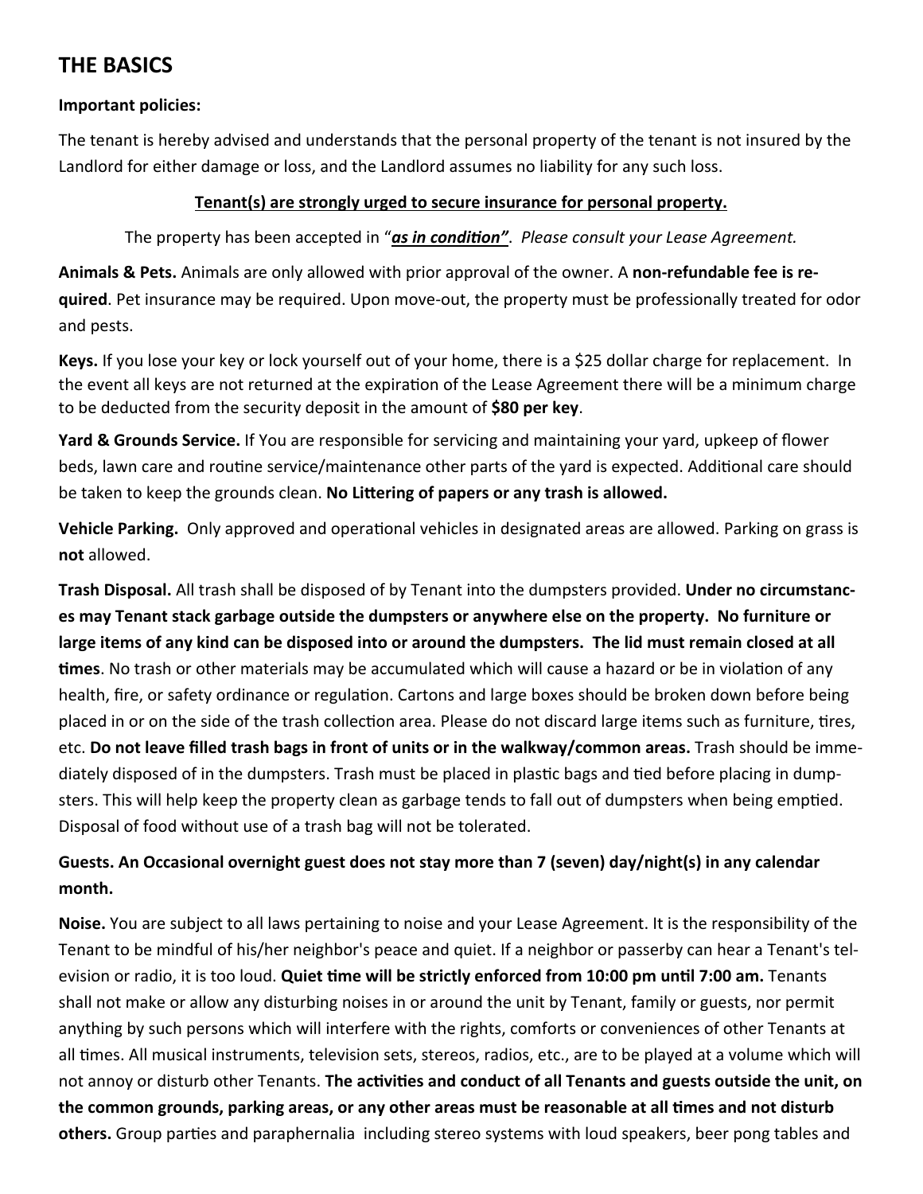## THE BASICS

**Important policies:**

The tenant is hereby advised and understands that the personal property of the tenant is not insured by the Landlord for either damage or loss, and the Landlord assumes no liability for any such loss.

**Tenant(s) are strongly urged to secure insurance for personal property.**

The property has been accepted in "***as in condition"***. *Please consult your Lease Agreement.*

**Animals & Pets.** Animals are only allowed with prior approval of the owner. A **non-refundable fee is required**. Pet insurance may be required. Upon move-out, the property must be professionally treated for odor and pests.

**Keys.** If you lose your key or lock yourself out of your home, there is a $25 dollar charge for replacement. In the event all keys are not returned at the expiration of the Lease Agreement there will be a minimum charge to be deducted from the security deposit in the amount of **$80 per key**.

**Yard & Grounds Service.** If You are responsible for servicing and maintaining your yard, upkeep of flower beds, lawn care and routine service/maintenance other parts of the yard is expected. Additional care should be taken to keep the grounds clean. **No Littering of papers or any trash is allowed.**

**Vehicle Parking.** Only approved and operational vehicles in designated areas are allowed. Parking on grass is **not** allowed.

**Trash Disposal.** All trash shall be disposed of by Tenant into the dumpsters provided. **Under no circumstances may Tenant stack garbage outside the dumpsters or anywhere else on the property. No furniture or large items of any kind can be disposed into or around the dumpsters. The lid must remain closed at all times**. No trash or other materials may be accumulated which will cause a hazard or be in violation of any health, fire, or safety ordinance or regulation. Cartons and large boxes should be broken down before being placed in or on the side of the trash collection area. Please do not discard large items such as furniture, tires, etc. **Do not leave filled trash bags in front of units or in the walkway/common areas.** Trash should be immediately disposed of in the dumpsters. Trash must be placed in plastic bags and tied before placing in dumpsters. This will help keep the property clean as garbage tends to fall out of dumpsters when being emptied. Disposal of food without use of a trash bag will not be tolerated.

**Guests. An Occasional overnight guest does not stay more than 7 (seven) day/night(s) in any calendar month.**

**Noise.** You are subject to all laws pertaining to noise and your Lease Agreement. It is the responsibility of the Tenant to be mindful of his/her neighbor's peace and quiet. If a neighbor or passerby can hear a Tenant's television or radio, it is too loud. **Quiet time will be strictly enforced from 10:00 pm until 7:00 am.** Tenants shall not make or allow any disturbing noises in or around the unit by Tenant, family or guests, nor permit anything by such persons which will interfere with the rights, comforts or conveniences of other Tenants at all times. All musical instruments, television sets, stereos, radios, etc., are to be played at a volume which will not annoy or disturb other Tenants. **The activities and conduct of all Tenants and guests outside the unit, on the common grounds, parking areas, or any other areas must be reasonable at all times and not disturb others.** Group parties and paraphernalia including stereo systems with loud speakers, beer pong tables and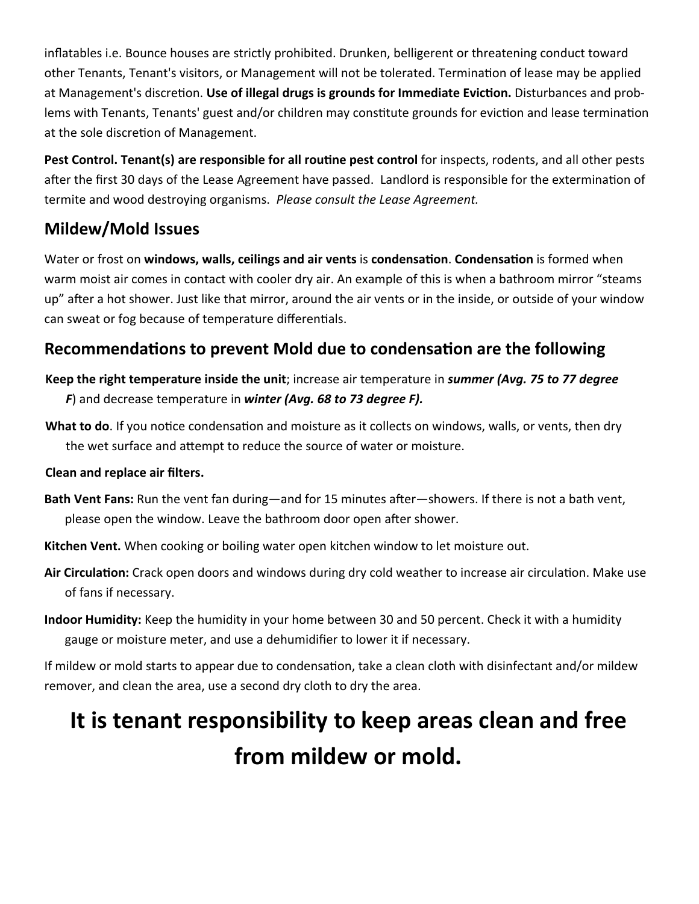inflatables i.e. Bounce houses are strictly prohibited. Drunken, belligerent or threatening conduct toward other Tenants, Tenant's visitors, or Management will not be tolerated. Termination of lease may be applied at Management's discretion. **Use of illegal drugs is grounds for Immediate Eviction.** Disturbances and problems with Tenants, Tenants' guest and/or children may constitute grounds for eviction and lease termination at the sole discretion of Management.

**Pest Control. Tenant(s) are responsible for all routine pest control** for inspects, rodents, and all other pests after the first 30 days of the Lease Agreement have passed. Landlord is responsible for the extermination of termite and wood destroying organisms. *Please consult the Lease Agreement.*

## Mildew/Mold Issues

Water or frost on **windows, walls, ceilings and air vents** is **condensation**. **Condensation** is formed when warm moist air comes in contact with cooler dry air. An example of this is when a bathroom mirror "steams up" after a hot shower. Just like that mirror, around the air vents or in the inside, or outside of your window can sweat or fog because of temperature differentials.

## Recommendations to prevent Mold due to condensation are the following

**Keep the right temperature inside the unit**; increase air temperature in ***summer (Avg. 75 to 77 degree F***) and decrease temperature in ***winter (Avg. 68 to 73 degree F).***

**What to do**. If you notice condensation and moisture as it collects on windows, walls, or vents, then dry the wet surface and attempt to reduce the source of water or moisture.

**Clean and replace air filters.**

**Bath Vent Fans:** Run the vent fan during—and for 15 minutes after—showers. If there is not a bath vent, please open the window. Leave the bathroom door open after shower.

**Kitchen Vent.** When cooking or boiling water open kitchen window to let moisture out.

**Air Circulation:** Crack open doors and windows during dry cold weather to increase air circulation. Make use of fans if necessary.

**Indoor Humidity:** Keep the humidity in your home between 30 and 50 percent. Check it with a humidity gauge or moisture meter, and use a dehumidifier to lower it if necessary.

If mildew or mold starts to appear due to condensation, take a clean cloth with disinfectant and/or mildew remover, and clean the area, use a second dry cloth to dry the area.

# It is tenant responsibility to keep areas clean and free from mildew or mold.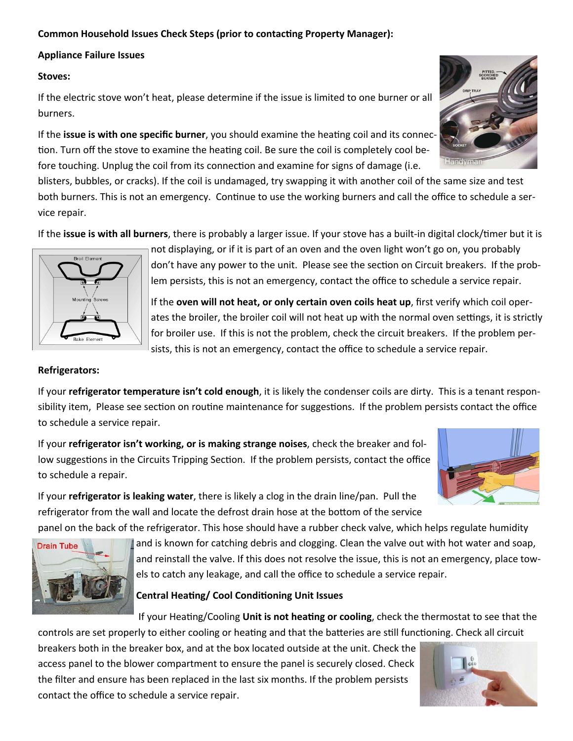**Common Household Issues Check Steps (prior to contacting Property Manager):**

**Appliance Failure Issues**

**Stoves:**

If the electric stove won't heat, please determine if the issue is limited to one burner or all burners.

If the **issue is with one specific burner**, you should examine the heating coil and its connection. Turn off the stove to examine the heating coil. Be sure the coil is completely cool before touching. Unplug the coil from its connection and examine for signs of damage (i.e. blisters, bubbles, or cracks). If the coil is undamaged, try swapping it with another coil of the same size and test both burners. This is not an emergency. Continue to use the working burners and call the office to schedule a service repair.

If the **issue is with all burners**, there is probably a larger issue. If your stove has a built-in digital clock/timer but it is not displaying, or if it is part of an oven and the oven light won't go on, you probably don't have any power to the unit. Please see the section on Circuit breakers. If the problem persists, this is not an emergency, contact the office to schedule a service repair.

If the **oven will not heat, or only certain oven coils heat up**, first verify which coil operates the broiler, the broiler coil will not heat up with the normal oven settings, it is strictly for broiler use. If this is not the problem, check the circuit breakers. If the problem persists, this is not an emergency, contact the office to schedule a service repair.

**Refrigerators:**

If your **refrigerator temperature isn't cold enough**, it is likely the condenser coils are dirty. This is a tenant responsibility item, Please see section on routine maintenance for suggestions. If the problem persists contact the office to schedule a service repair.

If your **refrigerator isn't working, or is making strange noises**, check the breaker and follow suggestions in the Circuits Tripping Section. If the problem persists, contact the office to schedule a repair.

If your **refrigerator is leaking water**, there is likely a clog in the drain line/pan. Pull the refrigerator from the wall and locate the defrost drain hose at the bottom of the service panel on the back of the refrigerator. This hose should have a rubber check valve, which helps regulate humidity and is known for catching debris and clogging. Clean the valve out with hot water and soap, and reinstall the valve. If this does not resolve the issue, this is not an emergency, place towels to catch any leakage, and call the office to schedule a service repair.

**Central Heating/ Cool Conditioning Unit Issues**

If your Heating/Cooling **Unit is not heating or cooling**, check the thermostat to see that the controls are set properly to either cooling or heating and that the batteries are still functioning. Check all circuit breakers both in the breaker box, and at the box located outside at the unit. Check the access panel to the blower compartment to ensure the panel is securely closed. Check the filter and ensure has been replaced in the last six months. If the problem persists contact the office to schedule a service repair.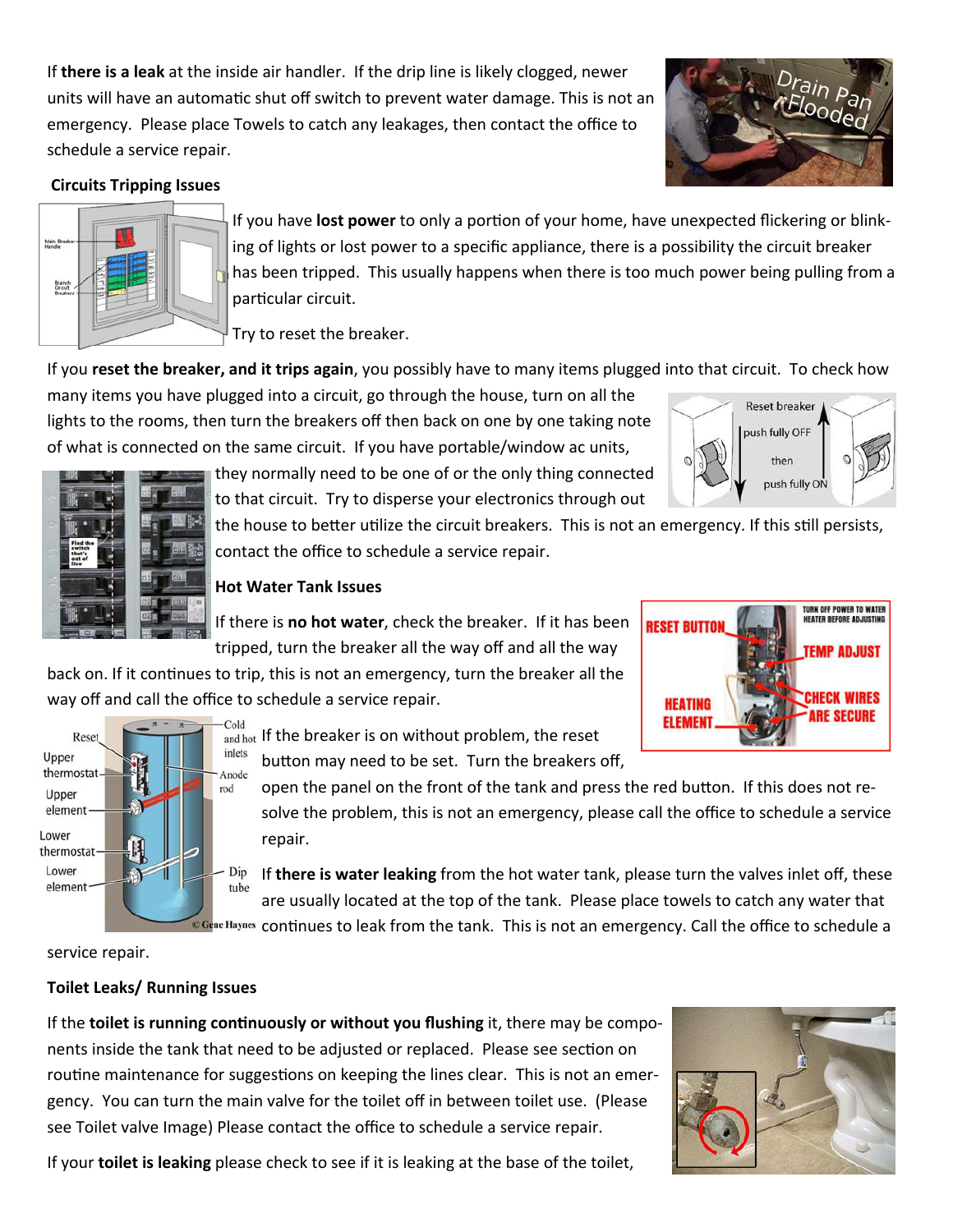If **there is a leak** at the inside air handler. If the drip line is likely clogged, newer units will have an automatic shut off switch to prevent water damage. This is not an emergency. Please place Towels to catch any leakages, then contact the office to schedule a service repair.

**Circuits Tripping Issues**

If you have **lost power** to only a portion of your home, have unexpected flickering or blinking of lights or lost power to a specific appliance, there is a possibility the circuit breaker has been tripped. This usually happens when there is too much power being pulling from a particular circuit.

Try to reset the breaker.

If you **reset the breaker, and it trips again**, you possibly have to many items plugged into that circuit. To check how many items you have plugged into a circuit, go through the house, turn on all the lights to the rooms, then turn the breakers off then back on one by one taking note of what is connected on the same circuit. If you have portable/window ac units, they normally need to be one of or the only thing connected to that circuit. Try to disperse your electronics through out the house to better utilize the circuit breakers. This is not an emergency. If this still persists, contact the office to schedule a service repair.

**Hot Water Tank Issues**

If there is **no hot water**, check the breaker. If it has been tripped, turn the breaker all the way off and all the way back on. If it continues to trip, this is not an emergency, turn the breaker all the way off and call the office to schedule a service repair.

If the breaker is on without problem, the reset button may need to be set. Turn the breakers off, open the panel on the front of the tank and press the red button. If this does not resolve the problem, this is not an emergency, please call the office to schedule a service repair.

If **there is water leaking** from the hot water tank, please turn the valves inlet off, these are usually located at the top of the tank. Please place towels to catch any water that continues to leak from the tank. This is not an emergency. Call the office to schedule a service repair.

**Toilet Leaks/ Running Issues**

If the **toilet is running continuously or without you flushing** it, there may be components inside the tank that need to be adjusted or replaced. Please see section on routine maintenance for suggestions on keeping the lines clear. This is not an emergency. You can turn the main valve for the toilet off in between toilet use. (Please see Toilet valve Image) Please contact the office to schedule a service repair.

If your **toilet is leaking** please check to see if it is leaking at the base of the toilet,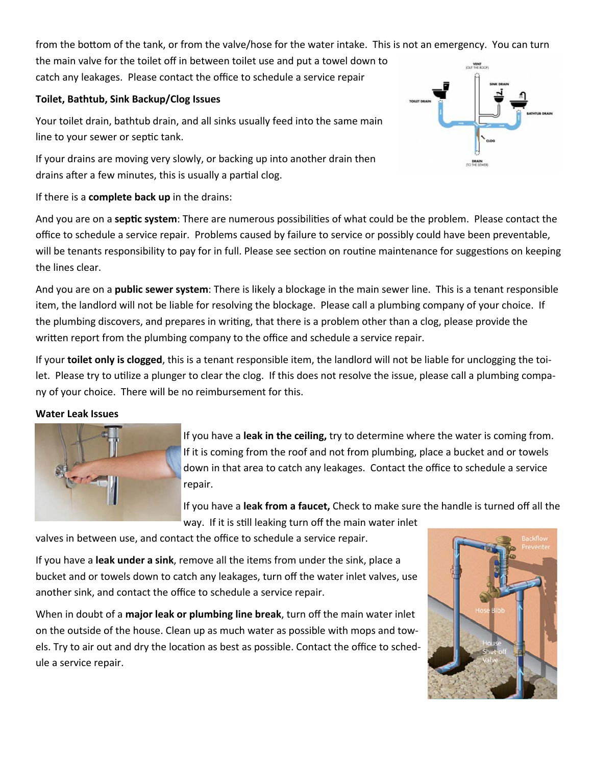from the bottom of the tank, or from the valve/hose for the water intake. This is not an emergency. You can turn the main valve for the toilet off in between toilet use and put a towel down to catch any leakages. Please contact the office to schedule a service repair

**Toilet, Bathtub, Sink Backup/Clog Issues**

Your toilet drain, bathtub drain, and all sinks usually feed into the same main line to your sewer or septic tank.

If your drains are moving very slowly, or backing up into another drain then drains after a few minutes, this is usually a partial clog.

If there is a **complete back up** in the drains:

And you are on a **septic system**: There are numerous possibilities of what could be the problem. Please contact the office to schedule a service repair. Problems caused by failure to service or possibly could have been preventable, will be tenants responsibility to pay for in full. Please see section on routine maintenance for suggestions on keeping the lines clear.

And you are on a **public sewer system**: There is likely a blockage in the main sewer line. This is a tenant responsible item, the landlord will not be liable for resolving the blockage. Please call a plumbing company of your choice. If the plumbing discovers, and prepares in writing, that there is a problem other than a clog, please provide the written report from the plumbing company to the office and schedule a service repair.

If your **toilet only is clogged**, this is a tenant responsible item, the landlord will not be liable for unclogging the toilet. Please try to utilize a plunger to clear the clog. If this does not resolve the issue, please call a plumbing company of your choice. There will be no reimbursement for this.

**Water Leak Issues**

If you have a **leak in the ceiling,** try to determine where the water is coming from. If it is coming from the roof and not from plumbing, place a bucket and or towels down in that area to catch any leakages. Contact the office to schedule a service repair.

If you have a **leak from a faucet,** Check to make sure the handle is turned off all the way. If it is still leaking turn off the main water inlet valves in between use, and contact the office to schedule a service repair.

If you have a **leak under a sink**, remove all the items from under the sink, place a bucket and or towels down to catch any leakages, turn off the water inlet valves, use another sink, and contact the office to schedule a service repair.

When in doubt of a **major leak or plumbing line break**, turn off the main water inlet on the outside of the house. Clean up as much water as possible with mops and towels. Try to air out and dry the location as best as possible. Contact the office to schedule a service repair.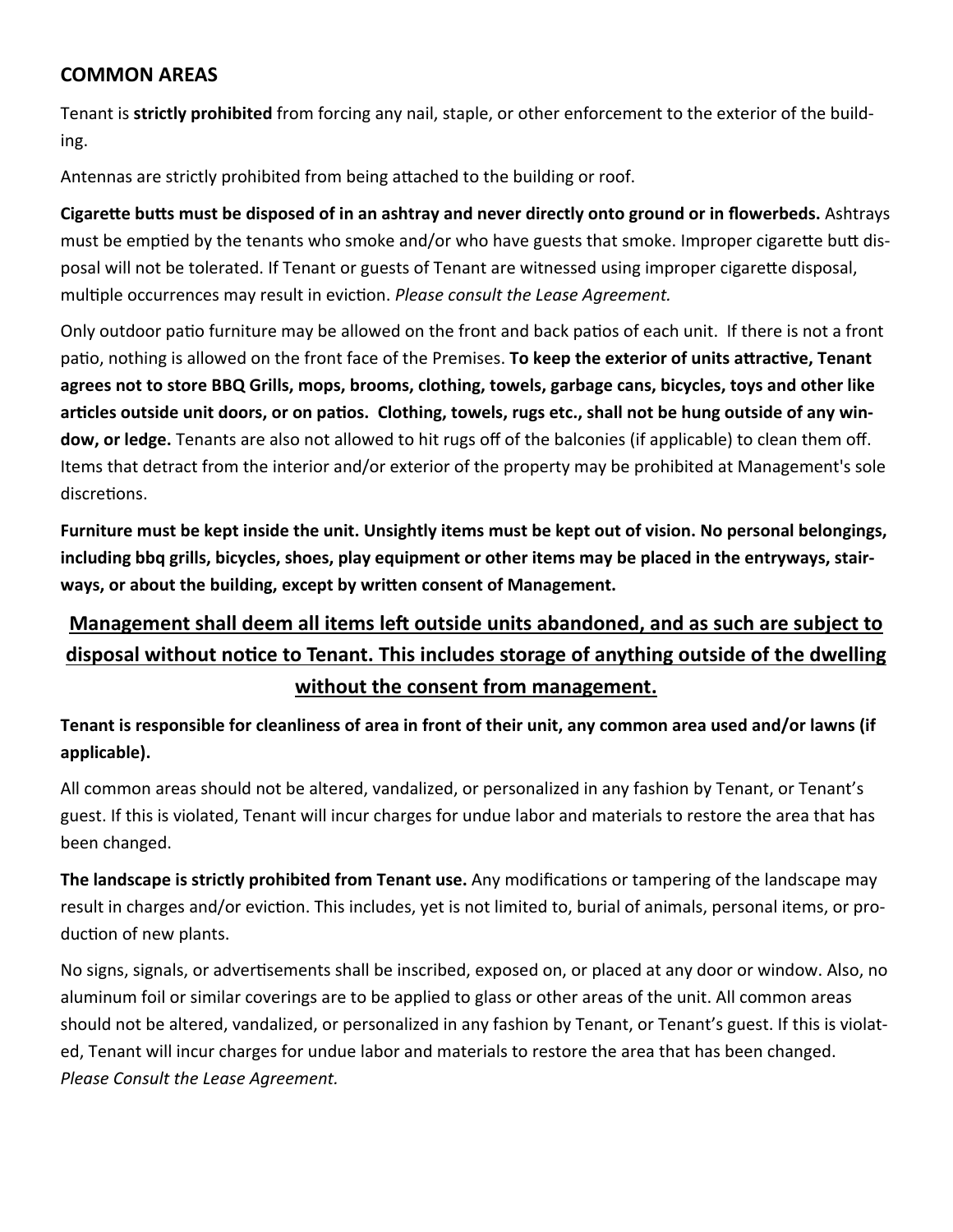## COMMON AREAS

Tenant is **strictly prohibited** from forcing any nail, staple, or other enforcement to the exterior of the building.

Antennas are strictly prohibited from being attached to the building or roof.

**Cigarette butts must be disposed of in an ashtray and never directly onto ground or in flowerbeds.** Ashtrays must be emptied by the tenants who smoke and/or who have guests that smoke. Improper cigarette butt disposal will not be tolerated. If Tenant or guests of Tenant are witnessed using improper cigarette disposal, multiple occurrences may result in eviction. *Please consult the Lease Agreement.*

Only outdoor patio furniture may be allowed on the front and back patios of each unit. If there is not a front patio, nothing is allowed on the front face of the Premises. **To keep the exterior of units attractive, Tenant agrees not to store BBQ Grills, mops, brooms, clothing, towels, garbage cans, bicycles, toys and other like articles outside unit doors, or on patios. Clothing, towels, rugs etc., shall not be hung outside of any window, or ledge.** Tenants are also not allowed to hit rugs off of the balconies (if applicable) to clean them off. Items that detract from the interior and/or exterior of the property may be prohibited at Management's sole discretions.

**Furniture must be kept inside the unit. Unsightly items must be kept out of vision. No personal belongings, including bbq grills, bicycles, shoes, play equipment or other items may be placed in the entryways, stairways, or about the building, except by written consent of Management.**

**<u>Management shall deem all items left outside units abandoned, and as such are subject to disposal without notice to Tenant. This includes storage of anything outside of the dwelling without the consent from management.</u>**

**Tenant is responsible for cleanliness of area in front of their unit, any common area used and/or lawns (if applicable).**

All common areas should not be altered, vandalized, or personalized in any fashion by Tenant, or Tenant's guest. If this is violated, Tenant will incur charges for undue labor and materials to restore the area that has been changed.

**The landscape is strictly prohibited from Tenant use.** Any modifications or tampering of the landscape may result in charges and/or eviction. This includes, yet is not limited to, burial of animals, personal items, or production of new plants.

No signs, signals, or advertisements shall be inscribed, exposed on, or placed at any door or window. Also, no aluminum foil or similar coverings are to be applied to glass or other areas of the unit. All common areas should not be altered, vandalized, or personalized in any fashion by Tenant, or Tenant's guest. If this is violated, Tenant will incur charges for undue labor and materials to restore the area that has been changed. *Please Consult the Lease Agreement.*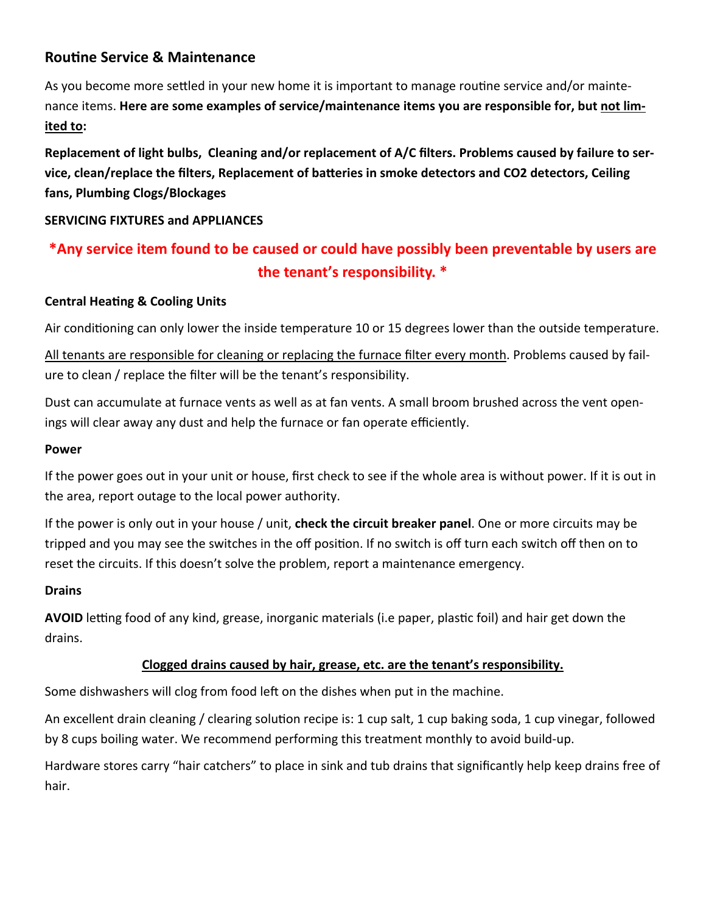## Routine Service & Maintenance

As you become more settled in your new home it is important to manage routine service and/or maintenance items. **Here are some examples of service/maintenance items you are responsible for, but <u>not limited to</u>:**

**Replacement of light bulbs, Cleaning and/or replacement of A/C filters. Problems caused by failure to service, clean/replace the filters, Replacement of batteries in smoke detectors and CO2 detectors, Ceiling fans, Plumbing Clogs/Blockages**

**SERVICING FIXTURES and APPLIANCES**

**\*Any service item found to be caused or could have possibly been preventable by users are the tenant's responsibility. \***

**Central Heating & Cooling Units**

Air conditioning can only lower the inside temperature 10 or 15 degrees lower than the outside temperature.

<u>All tenants are responsible for cleaning or replacing the furnace filter every month</u>. Problems caused by failure to clean / replace the filter will be the tenant's responsibility.

Dust can accumulate at furnace vents as well as at fan vents. A small broom brushed across the vent openings will clear away any dust and help the furnace or fan operate efficiently.

**Power**

If the power goes out in your unit or house, first check to see if the whole area is without power. If it is out in the area, report outage to the local power authority.

If the power is only out in your house / unit, **check the circuit breaker panel**. One or more circuits may be tripped and you may see the switches in the off position. If no switch is off turn each switch off then on to reset the circuits. If this doesn't solve the problem, report a maintenance emergency.

**Drains**

**AVOID** letting food of any kind, grease, inorganic materials (i.e paper, plastic foil) and hair get down the drains.

**<u>Clogged drains caused by hair, grease, etc. are the tenant's responsibility.</u>**

Some dishwashers will clog from food left on the dishes when put in the machine.

An excellent drain cleaning / clearing solution recipe is: 1 cup salt, 1 cup baking soda, 1 cup vinegar, followed by 8 cups boiling water. We recommend performing this treatment monthly to avoid build-up.

Hardware stores carry "hair catchers" to place in sink and tub drains that significantly help keep drains free of hair.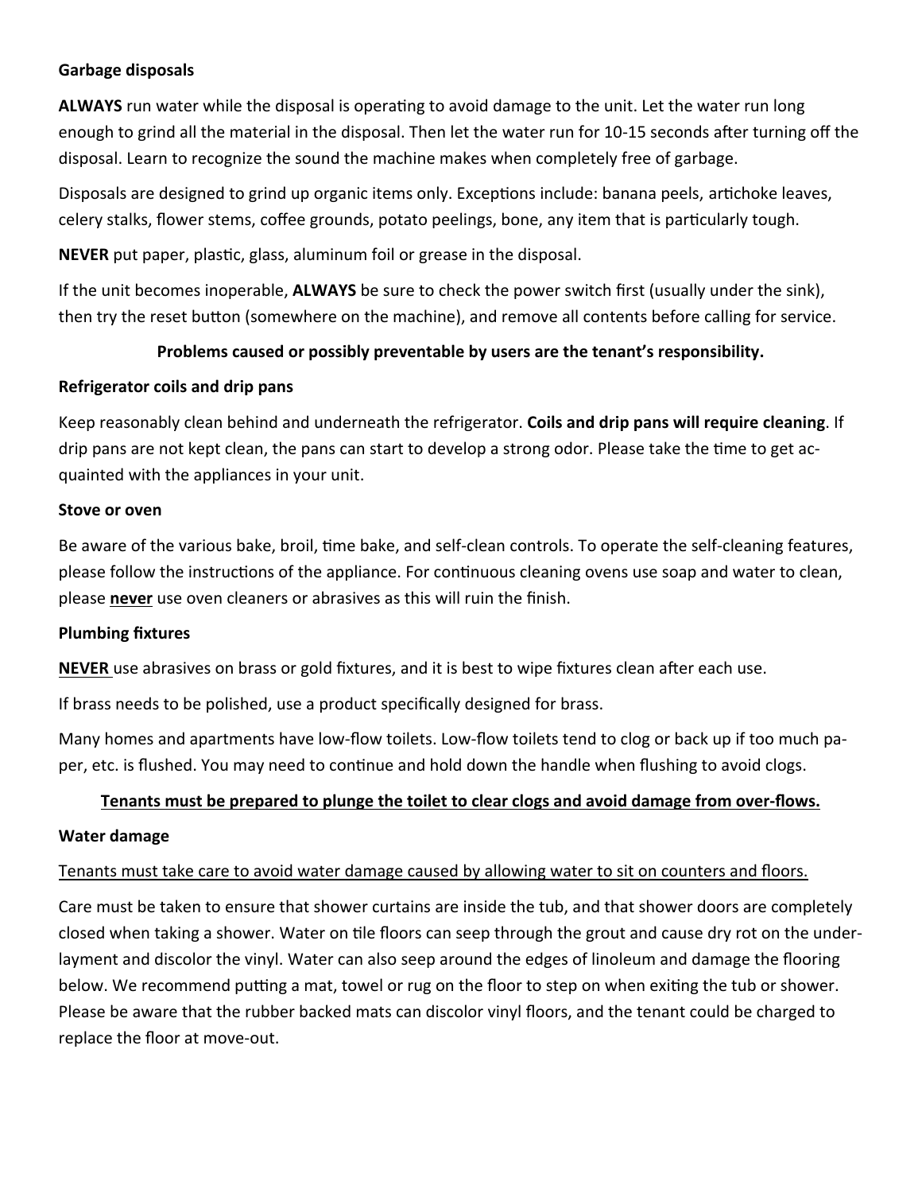**Garbage disposals**

**ALWAYS** run water while the disposal is operating to avoid damage to the unit. Let the water run long enough to grind all the material in the disposal. Then let the water run for 10-15 seconds after turning off the disposal. Learn to recognize the sound the machine makes when completely free of garbage.

Disposals are designed to grind up organic items only. Exceptions include: banana peels, artichoke leaves, celery stalks, flower stems, coffee grounds, potato peelings, bone, any item that is particularly tough.

**NEVER** put paper, plastic, glass, aluminum foil or grease in the disposal.

If the unit becomes inoperable, **ALWAYS** be sure to check the power switch first (usually under the sink), then try the reset button (somewhere on the machine), and remove all contents before calling for service.

**Problems caused or possibly preventable by users are the tenant's responsibility.**

**Refrigerator coils and drip pans**

Keep reasonably clean behind and underneath the refrigerator. **Coils and drip pans will require cleaning**. If drip pans are not kept clean, the pans can start to develop a strong odor. Please take the time to get acquainted with the appliances in your unit.

**Stove or oven**

Be aware of the various bake, broil, time bake, and self-clean controls. To operate the self-cleaning features, please follow the instructions of the appliance. For continuous cleaning ovens use soap and water to clean, please <u>**never**</u> use oven cleaners or abrasives as this will ruin the finish.

**Plumbing fixtures**

<u>**NEVER**</u> use abrasives on brass or gold fixtures, and it is best to wipe fixtures clean after each use.

If brass needs to be polished, use a product specifically designed for brass.

Many homes and apartments have low-flow toilets. Low-flow toilets tend to clog or back up if too much paper, etc. is flushed. You may need to continue and hold down the handle when flushing to avoid clogs.

<u>**Tenants must be prepared to plunge the toilet to clear clogs and avoid damage from over-flows.**</u>

**Water damage**

<u>Tenants must take care to avoid water damage caused by allowing water to sit on counters and floors.</u>

Care must be taken to ensure that shower curtains are inside the tub, and that shower doors are completely closed when taking a shower. Water on tile floors can seep through the grout and cause dry rot on the underlayment and discolor the vinyl. Water can also seep around the edges of linoleum and damage the flooring below. We recommend putting a mat, towel or rug on the floor to step on when exiting the tub or shower. Please be aware that the rubber backed mats can discolor vinyl floors, and the tenant could be charged to replace the floor at move-out.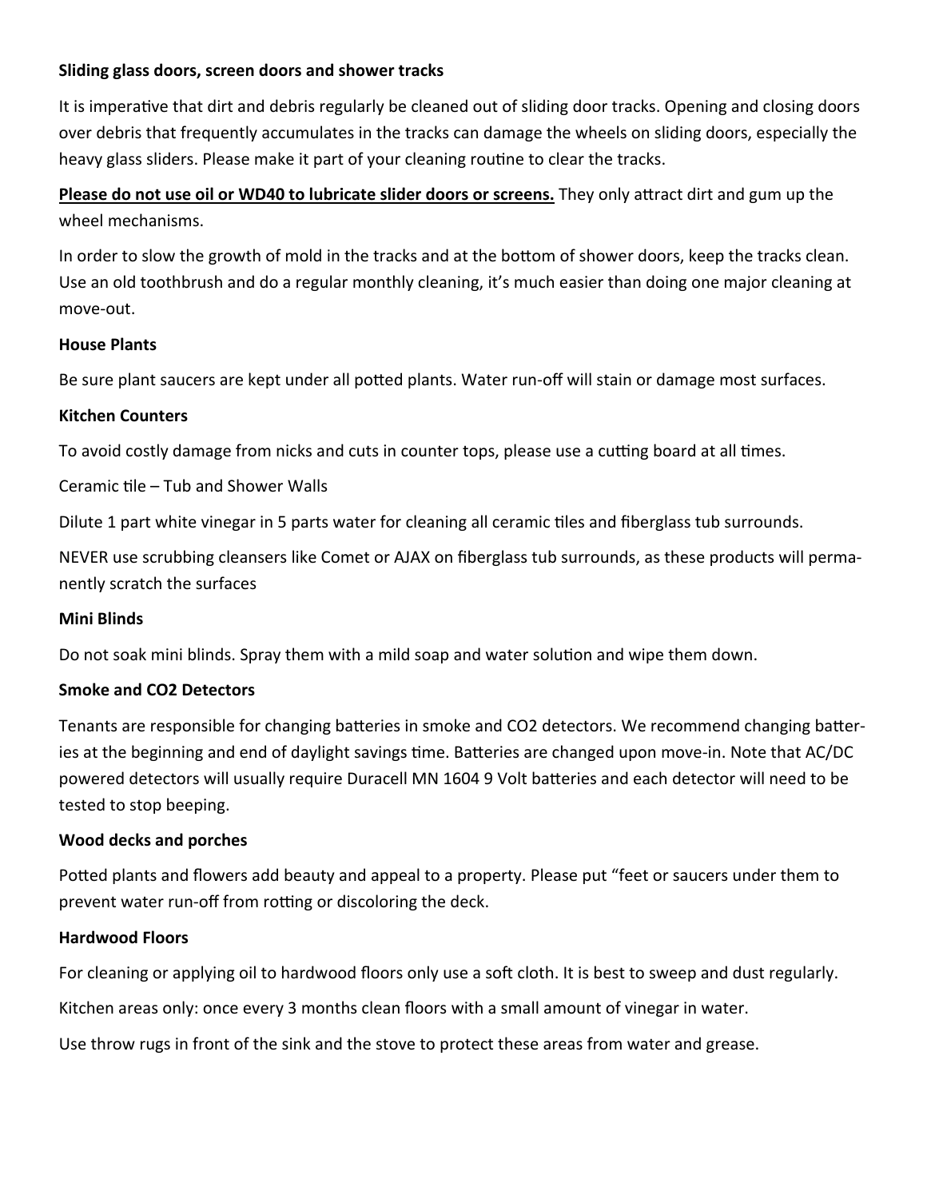**Sliding glass doors, screen doors and shower tracks**

It is imperative that dirt and debris regularly be cleaned out of sliding door tracks. Opening and closing doors over debris that frequently accumulates in the tracks can damage the wheels on sliding doors, especially the heavy glass sliders. Please make it part of your cleaning routine to clear the tracks.

**<u>Please do not use oil or WD40 to lubricate slider doors or screens.</u>** They only attract dirt and gum up the wheel mechanisms.

In order to slow the growth of mold in the tracks and at the bottom of shower doors, keep the tracks clean. Use an old toothbrush and do a regular monthly cleaning, it's much easier than doing one major cleaning at move-out.

**House Plants**

Be sure plant saucers are kept under all potted plants. Water run-off will stain or damage most surfaces.

**Kitchen Counters**

To avoid costly damage from nicks and cuts in counter tops, please use a cutting board at all times.

Ceramic tile – Tub and Shower Walls

Dilute 1 part white vinegar in 5 parts water for cleaning all ceramic tiles and fiberglass tub surrounds.

NEVER use scrubbing cleansers like Comet or AJAX on fiberglass tub surrounds, as these products will permanently scratch the surfaces

**Mini Blinds**

Do not soak mini blinds. Spray them with a mild soap and water solution and wipe them down.

**Smoke and CO2 Detectors**

Tenants are responsible for changing batteries in smoke and CO2 detectors. We recommend changing batteries at the beginning and end of daylight savings time. Batteries are changed upon move-in. Note that AC/DC powered detectors will usually require Duracell MN 1604 9 Volt batteries and each detector will need to be tested to stop beeping.

**Wood decks and porches**

Potted plants and flowers add beauty and appeal to a property. Please put "feet or saucers under them to prevent water run-off from rotting or discoloring the deck.

**Hardwood Floors**

For cleaning or applying oil to hardwood floors only use a soft cloth. It is best to sweep and dust regularly.

Kitchen areas only: once every 3 months clean floors with a small amount of vinegar in water.

Use throw rugs in front of the sink and the stove to protect these areas from water and grease.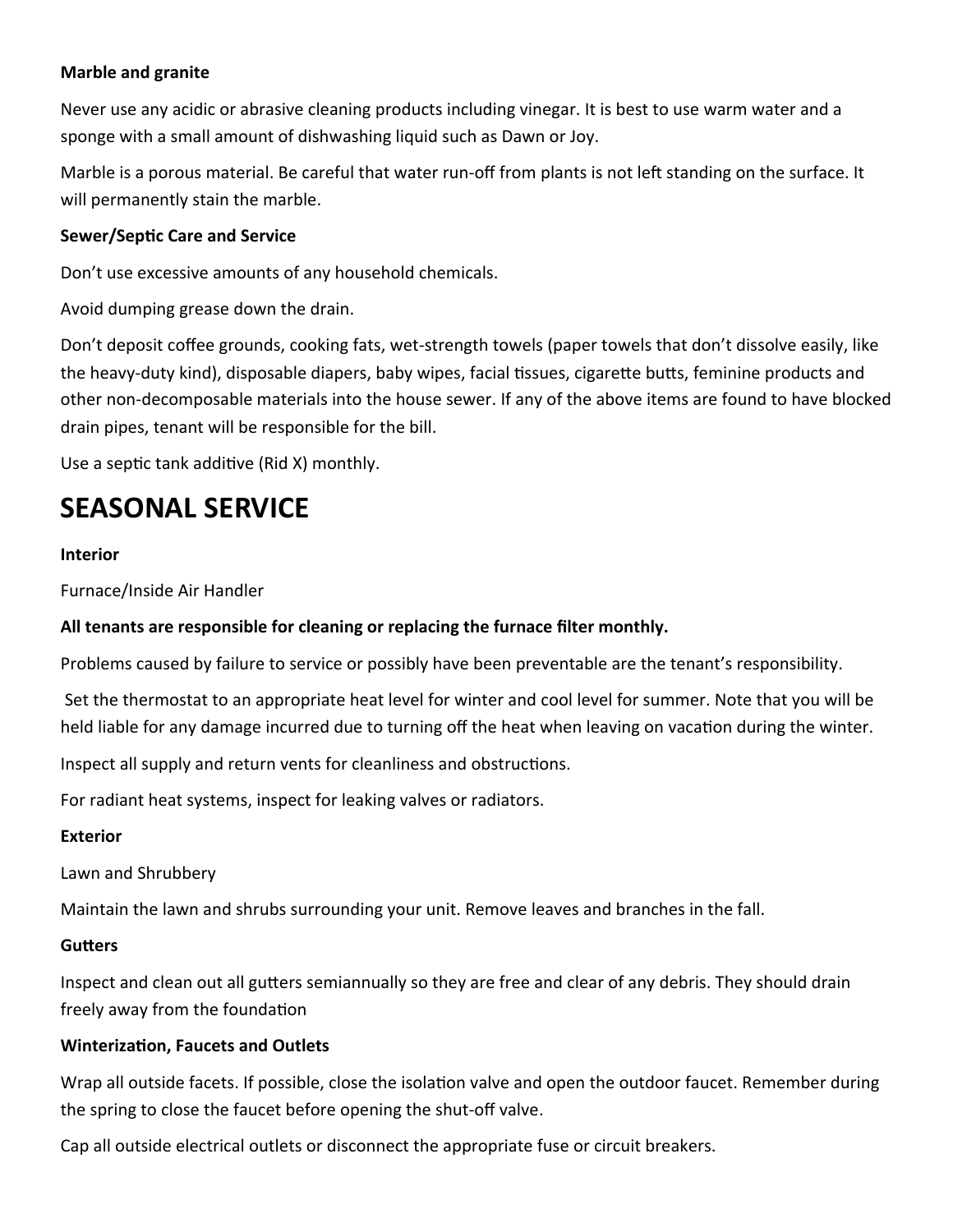**Marble and granite**

Never use any acidic or abrasive cleaning products including vinegar. It is best to use warm water and a sponge with a small amount of dishwashing liquid such as Dawn or Joy.

Marble is a porous material. Be careful that water run-off from plants is not left standing on the surface. It will permanently stain the marble.

**Sewer/Septic Care and Service**

Don't use excessive amounts of any household chemicals.

Avoid dumping grease down the drain.

Don't deposit coffee grounds, cooking fats, wet-strength towels (paper towels that don't dissolve easily, like the heavy-duty kind), disposable diapers, baby wipes, facial tissues, cigarette butts, feminine products and other non-decomposable materials into the house sewer. If any of the above items are found to have blocked drain pipes, tenant will be responsible for the bill.

Use a septic tank additive (Rid X) monthly.

# SEASONAL SERVICE

**Interior**

Furnace/Inside Air Handler

**All tenants are responsible for cleaning or replacing the furnace filter monthly.**

Problems caused by failure to service or possibly have been preventable are the tenant's responsibility.

Set the thermostat to an appropriate heat level for winter and cool level for summer. Note that you will be held liable for any damage incurred due to turning off the heat when leaving on vacation during the winter.

Inspect all supply and return vents for cleanliness and obstructions.

For radiant heat systems, inspect for leaking valves or radiators.

**Exterior**

Lawn and Shrubbery

Maintain the lawn and shrubs surrounding your unit. Remove leaves and branches in the fall.

**Gutters**

Inspect and clean out all gutters semiannually so they are free and clear of any debris. They should drain freely away from the foundation

**Winterization, Faucets and Outlets**

Wrap all outside facets. If possible, close the isolation valve and open the outdoor faucet. Remember during the spring to close the faucet before opening the shut-off valve.

Cap all outside electrical outlets or disconnect the appropriate fuse or circuit breakers.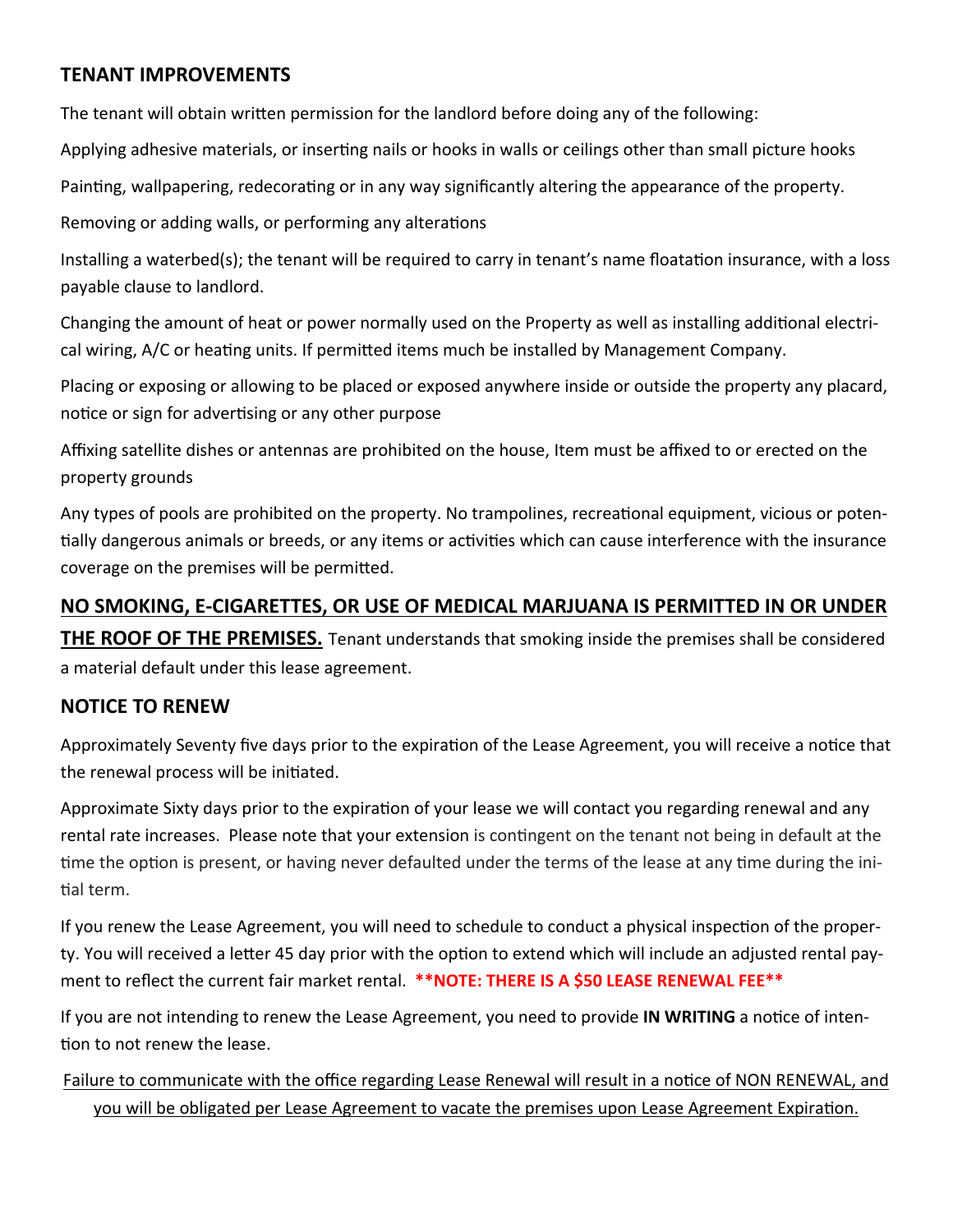## TENANT IMPROVEMENTS

The tenant will obtain written permission for the landlord before doing any of the following:

Applying adhesive materials, or inserting nails or hooks in walls or ceilings other than small picture hooks

Painting, wallpapering, redecorating or in any way significantly altering the appearance of the property.

Removing or adding walls, or performing any alterations

Installing a waterbed(s); the tenant will be required to carry in tenant's name floatation insurance, with a loss payable clause to landlord.

Changing the amount of heat or power normally used on the Property as well as installing additional electrical wiring, A/C or heating units. If permitted items much be installed by Management Company.

Placing or exposing or allowing to be placed or exposed anywhere inside or outside the property any placard, notice or sign for advertising or any other purpose

Affixing satellite dishes or antennas are prohibited on the house, Item must be affixed to or erected on the property grounds

Any types of pools are prohibited on the property. No trampolines, recreational equipment, vicious or potentially dangerous animals or breeds, or any items or activities which can cause interference with the insurance coverage on the premises will be permitted.

<u>**NO SMOKING, E-CIGARETTES, OR USE OF MEDICAL MARJUANA IS PERMITTED IN OR UNDER THE ROOF OF THE PREMISES.**</u> Tenant understands that smoking inside the premises shall be considered a material default under this lease agreement.

## NOTICE TO RENEW

Approximately Seventy five days prior to the expiration of the Lease Agreement, you will receive a notice that the renewal process will be initiated.

Approximate Sixty days prior to the expiration of your lease we will contact you regarding renewal and any rental rate increases. Please note that your extension is contingent on the tenant not being in default at the time the option is present, or having never defaulted under the terms of the lease at any time during the initial term.

If you renew the Lease Agreement, you will need to schedule to conduct a physical inspection of the property. You will received a letter 45 day prior with the option to extend which will include an adjusted rental payment to reflect the current fair market rental. **\*\*NOTE: THERE IS A $50 LEASE RENEWAL FEE\*\***

If you are not intending to renew the Lease Agreement, you need to provide **IN WRITING** a notice of intention to not renew the lease.

<u>Failure to communicate with the office regarding Lease Renewal will result in a notice of NON RENEWAL, and you will be obligated per Lease Agreement to vacate the premises upon Lease Agreement Expiration.</u>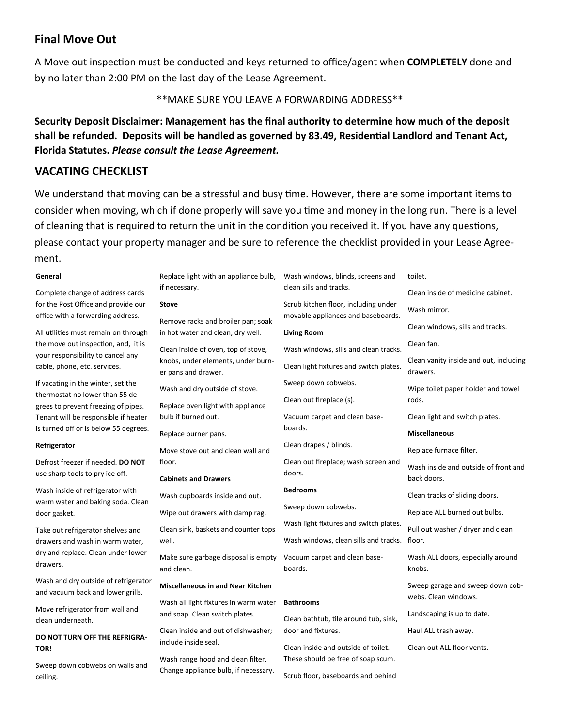## Final Move Out

A Move out inspection must be conducted and keys returned to office/agent when **COMPLETELY** done and by no later than 2:00 PM on the last day of the Lease Agreement.

<u>\*\*MAKE SURE YOU LEAVE A FORWARDING ADDRESS\*\*</u>

**Security Deposit Disclaimer: Management has the final authority to determine how much of the deposit shall be refunded. Deposits will be handled as governed by 83.49, Residential Landlord and Tenant Act, Florida Statutes. *Please consult the Lease Agreement.***

## VACATING CHECKLIST

We understand that moving can be a stressful and busy time. However, there are some important items to consider when moving, which if done properly will save you time and money in the long run. There is a level of cleaning that is required to return the unit in the condition you received it. If you have any questions, please contact your property manager and be sure to reference the checklist provided in your Lease Agreement.

**General**

Complete change of address cards for the Post Office and provide our office with a forwarding address.

All utilities must remain on through the move out inspection, and, it is your responsibility to cancel any cable, phone, etc. services.

If vacating in the winter, set the thermostat no lower than 55 degrees to prevent freezing of pipes. Tenant will be responsible if heater is turned off or is below 55 degrees.

**Refrigerator**

Defrost freezer if needed. **DO NOT** use sharp tools to pry ice off.

Wash inside of refrigerator with warm water and baking soda. Clean door gasket.

Take out refrigerator shelves and drawers and wash in warm water, dry and replace. Clean under lower drawers.

Wash and dry outside of refrigerator and vacuum back and lower grills.

Move refrigerator from wall and clean underneath.

**DO NOT TURN OFF THE REFRIGERATOR!**

Sweep down cobwebs on walls and ceiling.

Replace light with an appliance bulb, if necessary.

**Stove**

Remove racks and broiler pan; soak in hot water and clean, dry well.

Clean inside of oven, top of stove, knobs, under elements, under burner pans and drawer.

Wash and dry outside of stove.

Replace oven light with appliance bulb if burned out.

Replace burner pans.

Move stove out and clean wall and floor.

**Cabinets and Drawers**

Wash cupboards inside and out.

Wipe out drawers with damp rag.

Clean sink, baskets and counter tops well.

Make sure garbage disposal is empty and clean.

**Miscellaneous in and Near Kitchen**

Wash all light fixtures in warm water and soap. Clean switch plates.

Clean inside and out of dishwasher; include inside seal.

Wash range hood and clean filter. Change appliance bulb, if necessary.

Wash windows, blinds, screens and clean sills and tracks.

Scrub kitchen floor, including under movable appliances and baseboards.

**Living Room**

Wash windows, sills and clean tracks.

Clean light fixtures and switch plates.

Sweep down cobwebs.

Clean out fireplace (s).

Vacuum carpet and clean baseboards.

Clean drapes / blinds.

Clean out fireplace; wash screen and doors.

**Bedrooms**

Sweep down cobwebs.

Wash light fixtures and switch plates.

Wash windows, clean sills and tracks.

Vacuum carpet and clean baseboards.

**Bathrooms**

Clean bathtub, tile around tub, sink, door and fixtures.

Clean inside and outside of toilet. These should be free of soap scum.

Scrub floor, baseboards and behind toilet.

Clean inside of medicine cabinet.

Wash mirror.

Clean windows, sills and tracks.

Clean fan.

Clean vanity inside and out, including drawers.

Wipe toilet paper holder and towel rods.

Clean light and switch plates.

**Miscellaneous**

Replace furnace filter.

Wash inside and outside of front and back doors.

Clean tracks of sliding doors.

Replace ALL burned out bulbs.

Pull out washer / dryer and clean floor.

Wash ALL doors, especially around knobs.

Sweep garage and sweep down cobwebs. Clean windows.

Landscaping is up to date.

Haul ALL trash away.

Clean out ALL floor vents.